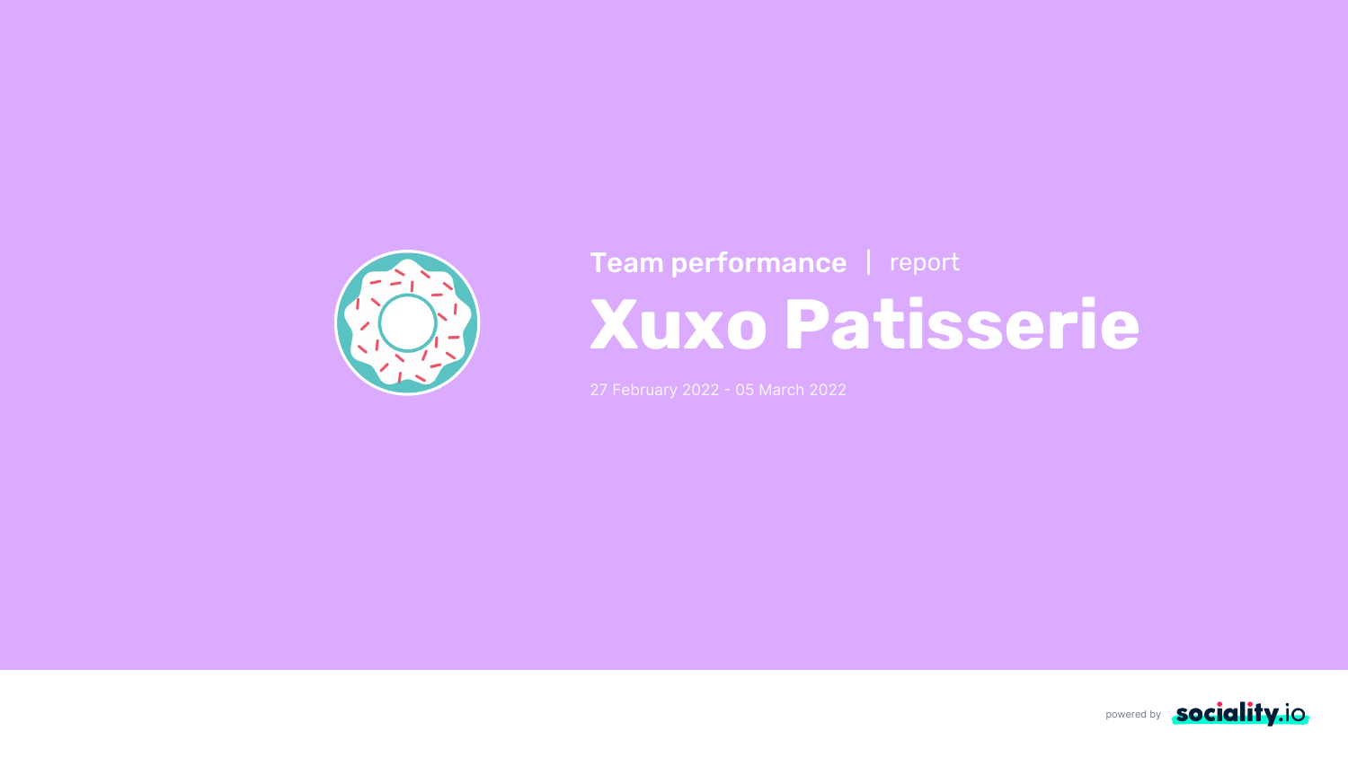**Team performance** | report

# Xuxo Patisserie

27 February 2022 - 05 March 2022

powered by sociality.io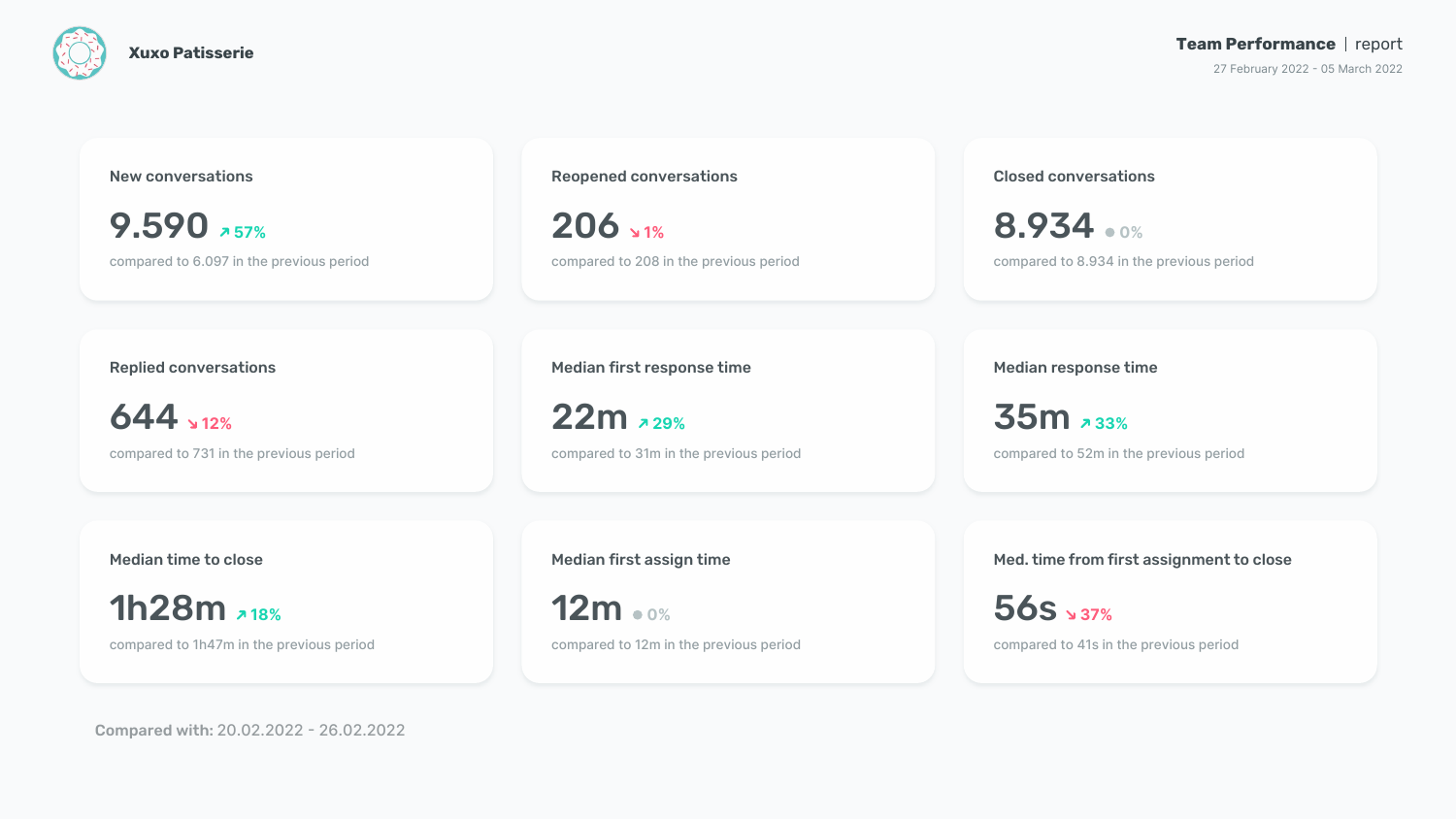**Xuxo Patisserie**

**Team Performance** | report

27 February 2022 - 05 March 2022

### New conversations

**9.590** ↗ 57%

compared to 6.097 in the previous period

### Reopened conversations

**206** ↘ 1%

compared to 208 in the previous period

### Closed conversations

**8.934** ● 0%

compared to 8.934 in the previous period

### Replied conversations

**644** ↘ 12%

compared to 731 in the previous period

### Median first response time

**22m** ↗ 29%

compared to 31m in the previous period

### Median response time

**35m** ↗ 33%

compared to 52m in the previous period

### Median time to close

**1h28m** ↗ 18%

compared to 1h47m in the previous period

### Median first assign time

**12m** ● 0%

compared to 12m in the previous period

### Med. time from first assignment to close

**56s** ↘ 37%

compared to 41s in the previous period

**Compared with:** 20.02.2022 - 26.02.2022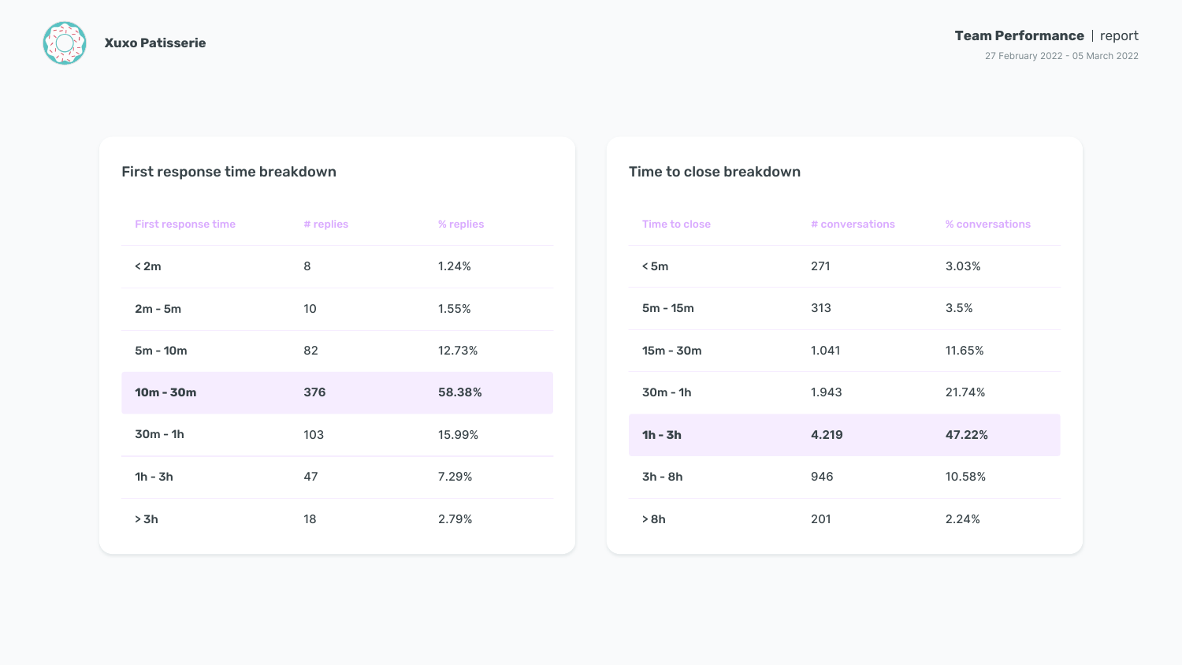## First response time breakdown

| First response time | # replies | % replies |
|---|---|---|
| < 2m | 8 | 1.24% |
| 2m - 5m | 10 | 1.55% |
| 5m - 10m | 82 | 12.73% |
| **10m - 30m** | **376** | **58.38%** |
| 30m - 1h | 103 | 15.99% |
| 1h - 3h | 47 | 7.29% |
| > 3h | 18 | 2.79% |

## Time to close breakdown

| Time to close | # conversations | % conversations |
|---|---|---|
| < 5m | 271 | 3.03% |
| 5m - 15m | 313 | 3.5% |
| 15m - 30m | 1.041 | 11.65% |
| 30m - 1h | 1.943 | 21.74% |
| **1h - 3h** | **4.219** | **47.22%** |
| 3h - 8h | 946 | 10.58% |
| > 8h | 201 | 2.24% |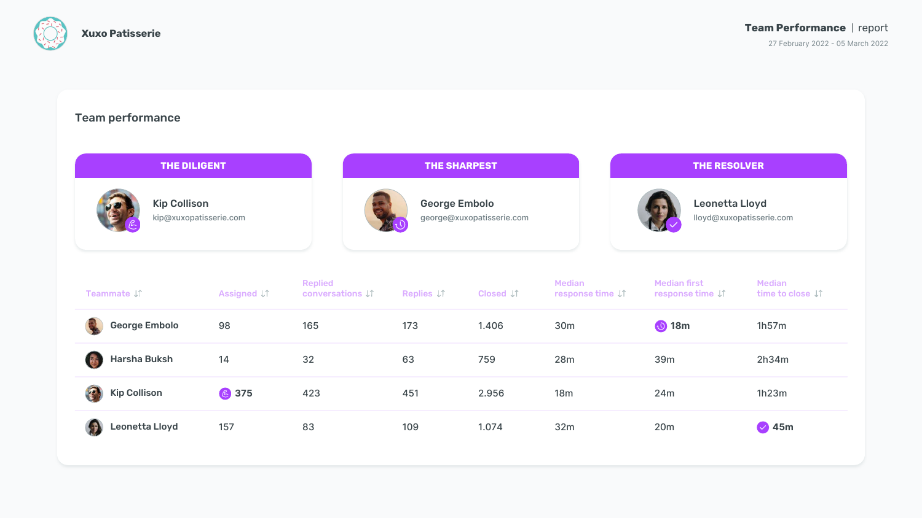**Xuxo Patisserie**

**Team Performance** | report

27 February 2022 - 05 March 2022

## Team performance

| THE DILIGENT | THE SHARPEST | THE RESOLVER |
|---|---|---|
| **Kip Collison** kip@xuxopatisserie.com | **George Embolo** george@xuxopatisserie.com | **Leonetta Lloyd** lloyd@xuxopatisserie.com |

| Teammate | Assigned | Replied conversations | Replies | Closed | Median response time | Median first response time | Median time to close |
|---|---|---|---|---|---|---|---|
| George Embolo | 98 | 165 | 173 | 1.406 | 30m | **18m** | 1h57m |
| Harsha Buksh | 14 | 32 | 63 | 759 | 28m | 39m | 2h34m |
| Kip Collison | **375** | 423 | 451 | 2.956 | 18m | 24m | 1h23m |
| Leonetta Lloyd | 157 | 83 | 109 | 1.074 | 32m | 20m | **45m** |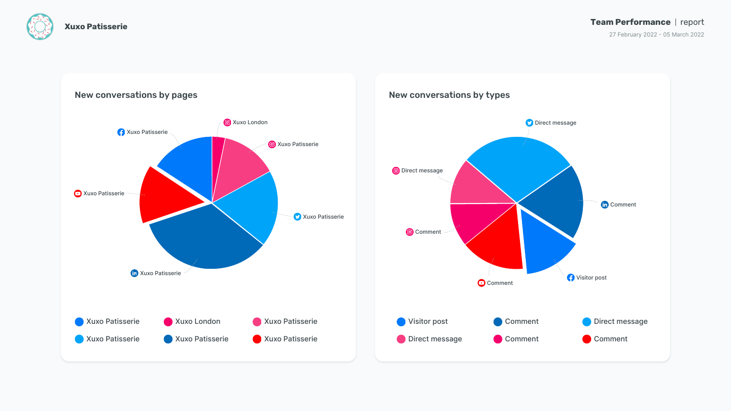**Xuxo Patisserie**

**Team Performance** | report

27 February 2022 - 05 March 2022

## New conversations by pages

Xuxo London

Xuxo Patisserie

Xuxo Patisserie

Xuxo Patisserie

Xuxo Patisserie

Xuxo Patisserie

- Xuxo Patisserie
- Xuxo London
- Xuxo Patisserie
- Xuxo Patisserie
- Xuxo Patisserie
- Xuxo Patisserie

## New conversations by types

Direct message

Direct message

Comment

Comment

Comment

Visitor post

- Visitor post
- Comment
- Direct message
- Direct message
- Comment
- Comment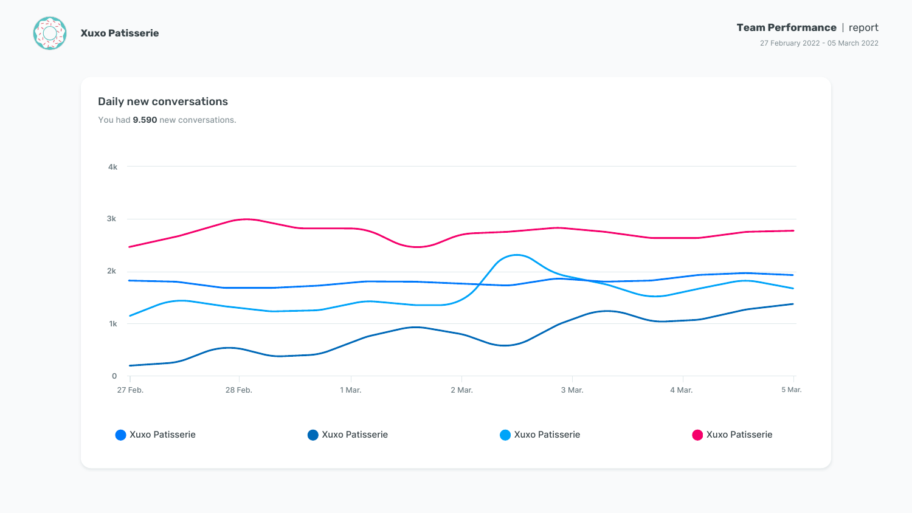**Xuxo Patisserie**

**Team Performance** | report

27 February 2022 - 05 March 2022

## Daily new conversations

You had **9.590** new conversations.

4k
3k
2k
1k
0

27 Feb. 28 Feb. 1 Mar. 2 Mar. 3 Mar. 4 Mar. 5 Mar.

Xuxo Patisserie Xuxo Patisserie Xuxo Patisserie Xuxo Patisserie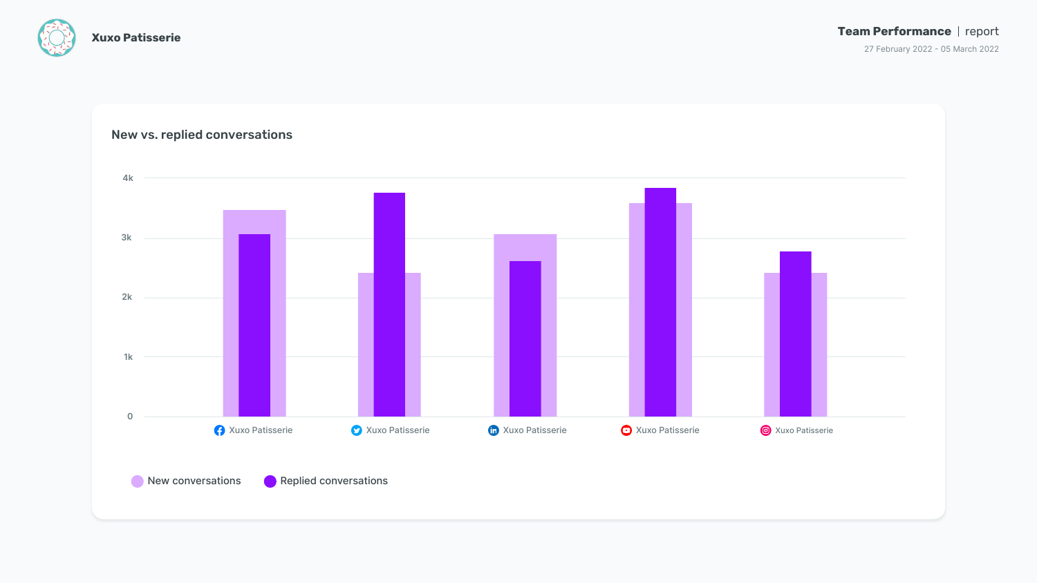**Xuxo Patisserie**

**Team Performance** | report

27 February 2022 - 05 March 2022

## New vs. replied conversations

4k
3k
2k
1k
0

Xuxo Patisserie
Xuxo Patisserie
Xuxo Patisserie
Xuxo Patisserie
Xuxo Patisserie

New conversations
Replied conversations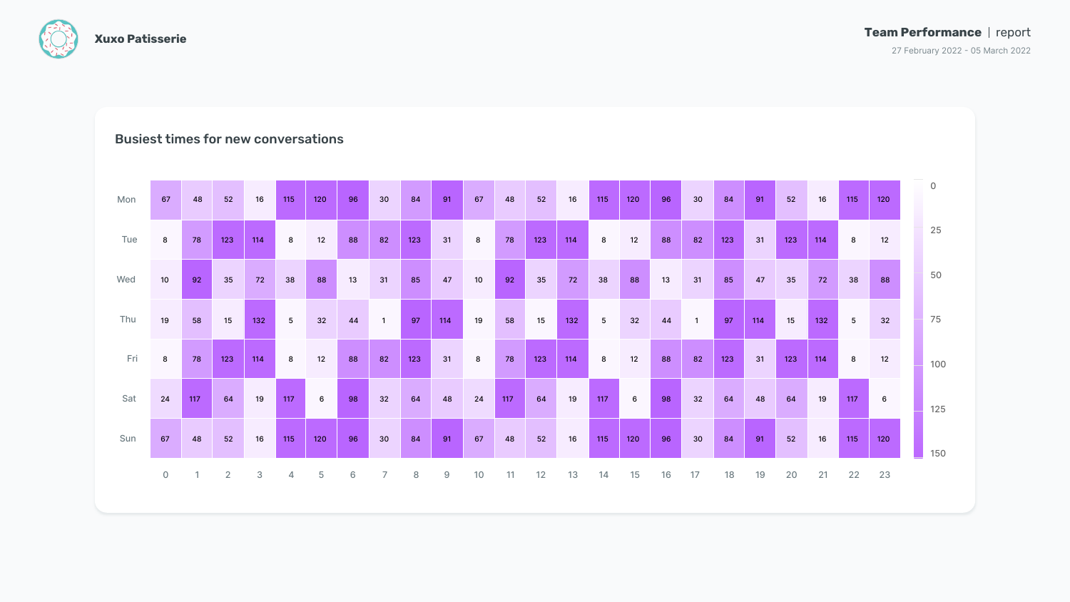Xuxo Patisserie

**Team Performance** | report

27 February 2022 - 05 March 2022

## Busiest times for new conversations

| | 0 | 1 | 2 | 3 | 4 | 5 | 6 | 7 | 8 | 9 | 10 | 11 | 12 | 13 | 14 | 15 | 16 | 17 | 18 | 19 | 20 | 21 | 22 | 23 |
|---|---|---|---|---|---|---|---|---|---|---|---|---|---|---|---|---|---|---|---|---|---|---|---|---|
| Mon | 67 | 48 | 52 | 16 | 115 | 120 | 96 | 30 | 84 | 91 | 67 | 48 | 52 | 16 | 115 | 120 | 96 | 30 | 84 | 91 | 52 | 16 | 115 | 120 |
| Tue | 8 | 78 | 123 | 114 | 8 | 12 | 88 | 82 | 123 | 31 | 8 | 78 | 123 | 114 | 8 | 12 | 88 | 82 | 123 | 31 | 123 | 114 | 8 | 12 |
| Wed | 10 | 92 | 35 | 72 | 38 | 88 | 13 | 31 | 85 | 47 | 10 | 92 | 35 | 72 | 38 | 88 | 13 | 31 | 85 | 47 | 35 | 72 | 38 | 88 |
| Thu | 19 | 58 | 15 | 132 | 5 | 32 | 44 | 1 | 97 | 114 | 19 | 58 | 15 | 132 | 5 | 32 | 44 | 1 | 97 | 114 | 15 | 132 | 5 | 32 |
| Fri | 8 | 78 | 123 | 114 | 8 | 12 | 88 | 82 | 123 | 31 | 8 | 78 | 123 | 114 | 8 | 12 | 88 | 82 | 123 | 31 | 123 | 114 | 8 | 12 |
| Sat | 24 | 117 | 64 | 19 | 117 | 6 | 98 | 32 | 64 | 48 | 24 | 117 | 64 | 19 | 117 | 6 | 98 | 32 | 64 | 48 | 64 | 19 | 117 | 6 |
| Sun | 67 | 48 | 52 | 16 | 115 | 120 | 96 | 30 | 84 | 91 | 67 | 48 | 52 | 16 | 115 | 120 | 96 | 30 | 84 | 91 | 52 | 16 | 115 | 120 |

Scale: 0, 25, 50, 75, 100, 125, 150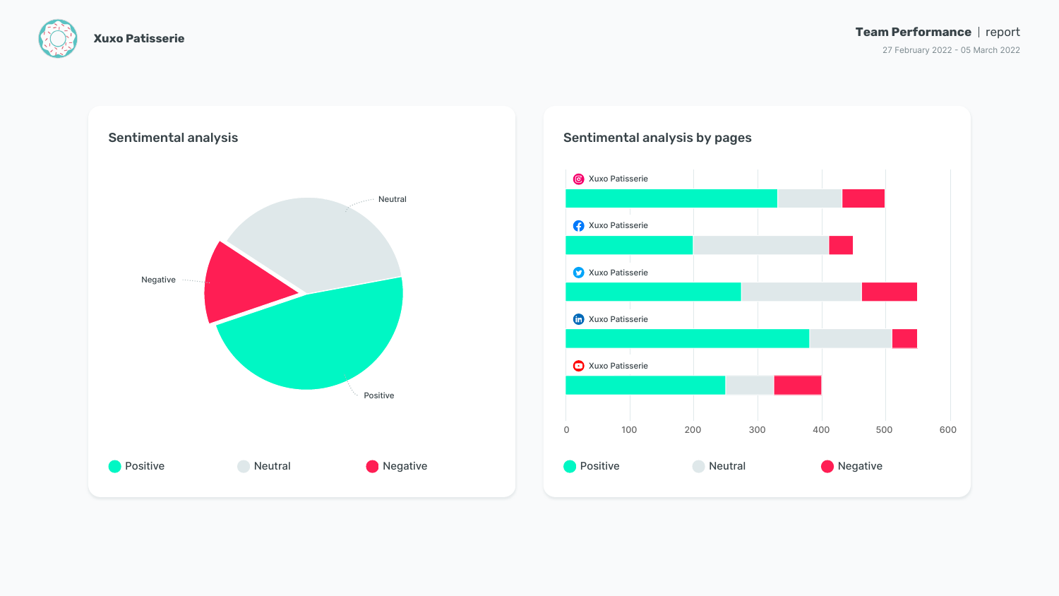Xuxo Patisserie

**Team Performance** | report

27 February 2022 - 05 March 2022

## Sentimental analysis

Neutral

Negative

Positive

Positive · Neutral · Negative

## Sentimental analysis by pages

Xuxo Patisserie

Xuxo Patisserie

Xuxo Patisserie

Xuxo Patisserie

Xuxo Patisserie

0 100 200 300 400 500 600

Positive · Neutral · Negative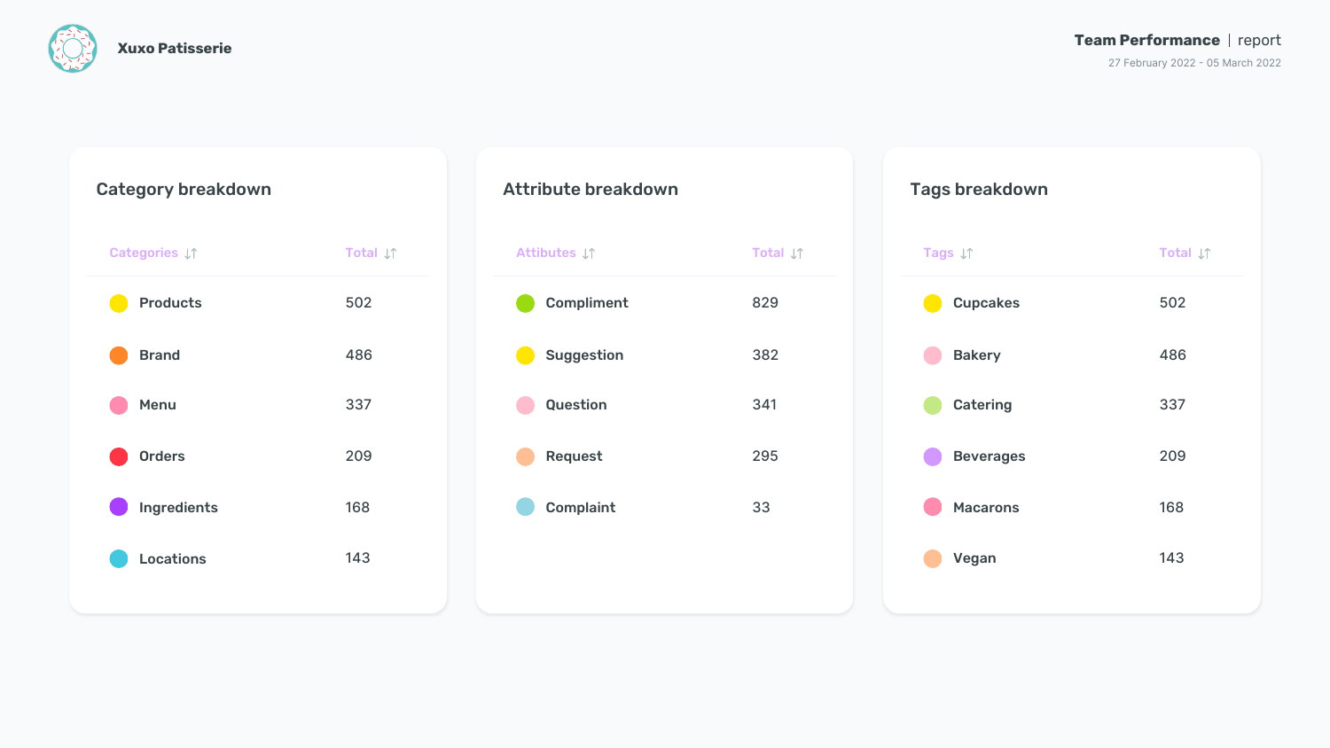**Xuxo Patisserie**

**Team Performance** | report

27 February 2022 - 05 March 2022

## Category breakdown

| Categories | Total |
|---|---|
| Products | 502 |
| Brand | 486 |
| Menu | 337 |
| Orders | 209 |
| Ingredients | 168 |
| Locations | 143 |

## Attribute breakdown

| Attibutes | Total |
|---|---|
| Compliment | 829 |
| Suggestion | 382 |
| Question | 341 |
| Request | 295 |
| Complaint | 33 |

## Tags breakdown

| Tags | Total |
|---|---|
| Cupcakes | 502 |
| Bakery | 486 |
| Catering | 337 |
| Beverages | 209 |
| Macarons | 168 |
| Vegan | 143 |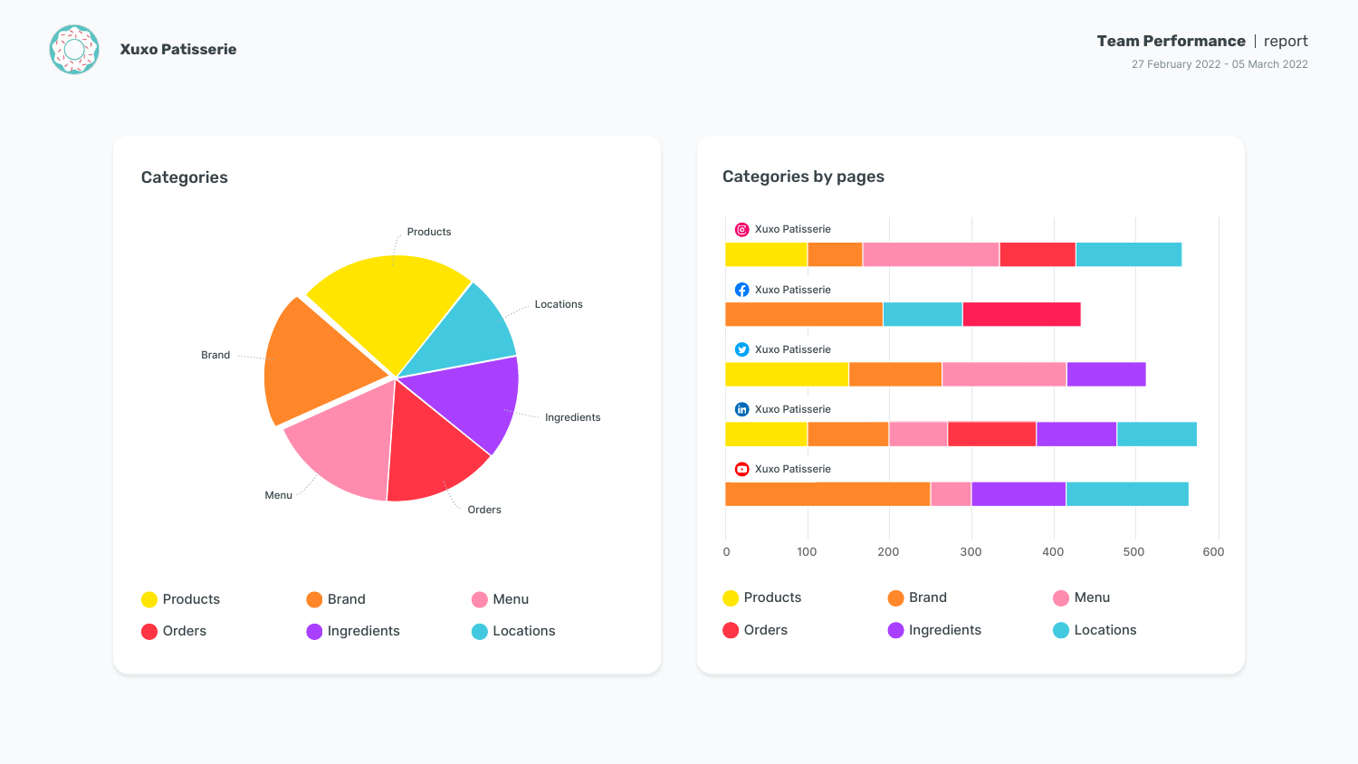**Xuxo Patisserie**

**Team Performance** | report

27 February 2022 - 05 March 2022

## Categories

Products

Locations

Brand

Ingredients

Menu

Orders

- Products
- Brand
- Menu
- Orders
- Ingredients
- Locations

## Categories by pages

Xuxo Patisserie

Xuxo Patisserie

Xuxo Patisserie

Xuxo Patisserie

Xuxo Patisserie

0 100 200 300 400 500 600

- Products
- Brand
- Menu
- Orders
- Ingredients
- Locations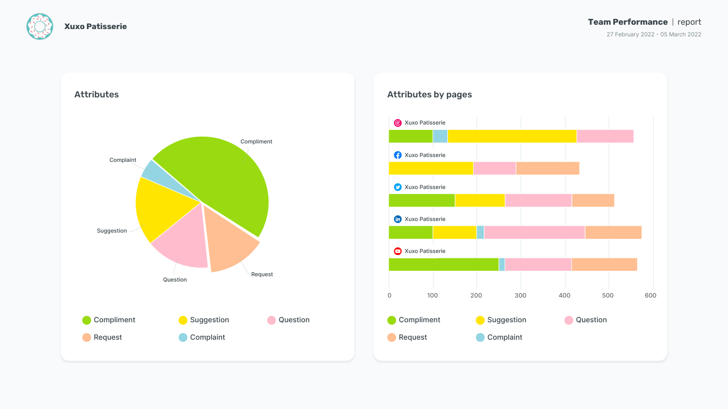**Xuxo Patisserie**

**Team Performance** | report

27 February 2022 - 05 March 2022

## Attributes

Compliment

Complaint

Suggestion

Question

Request

- Compliment
- Suggestion
- Question
- Request
- Complaint

## Attributes by pages

Xuxo Patisserie

Xuxo Patisserie

Xuxo Patisserie

Xuxo Patisserie

Xuxo Patisserie

0 100 200 300 400 500 600

- Compliment
- Suggestion
- Question
- Request
- Complaint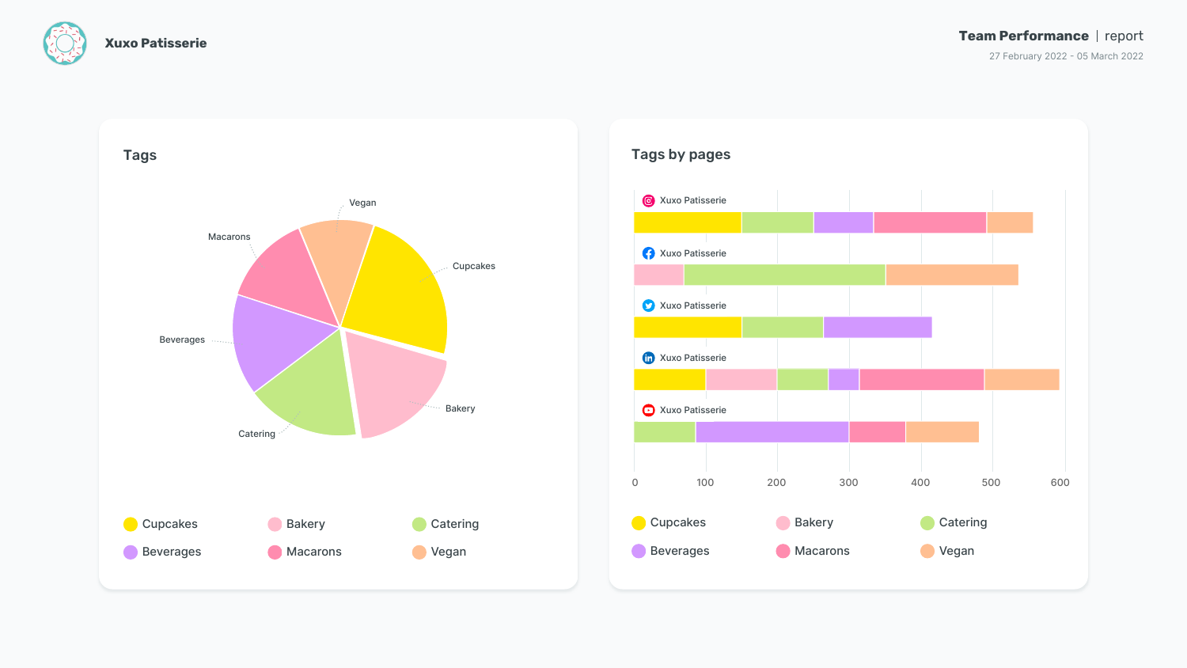Xuxo Patisserie

**Team Performance** | report

27 February 2022 - 05 March 2022

## Tags

Vegan
Cupcakes
Macarons
Beverages
Bakery
Catering

- Cupcakes
- Bakery
- Catering
- Beverages
- Macarons
- Vegan

## Tags by pages

Xuxo Patisserie
Xuxo Patisserie
Xuxo Patisserie
Xuxo Patisserie
Xuxo Patisserie

0 100 200 300 400 500 600

- Cupcakes
- Bakery
- Catering
- Beverages
- Macarons
- Vegan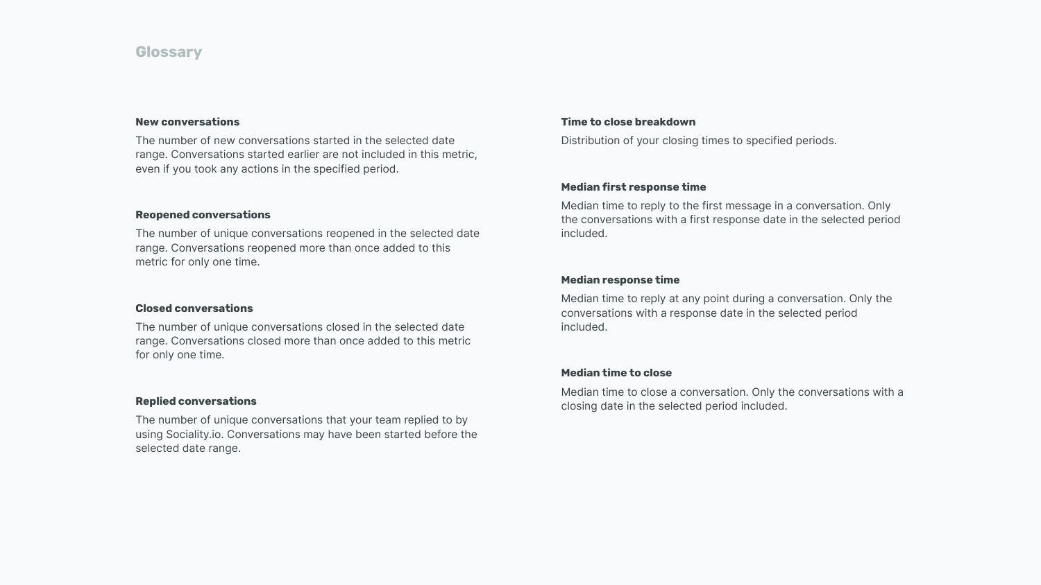# Glossary

### New conversations

The number of new conversations started in the selected date range. Conversations started earlier are not included in this metric, even if you took any actions in the specified period.

### Reopened conversations

The number of unique conversations reopened in the selected date range. Conversations reopened more than once added to this metric for only one time.

### Closed conversations

The number of unique conversations closed in the selected date range. Conversations closed more than once added to this metric for only one time.

### Replied conversations

The number of unique conversations that your team replied to by using Sociality.io. Conversations may have been started before the selected date range.

### Time to close breakdown

Distribution of your closing times to specified periods.

### Median first response time

Median time to reply to the first message in a conversation. Only the conversations with a first response date in the selected period included.

### Median response time

Median time to reply at any point during a conversation. Only the conversations with a response date in the selected period included.

### Median time to close

Median time to close a conversation. Only the conversations with a closing date in the selected period included.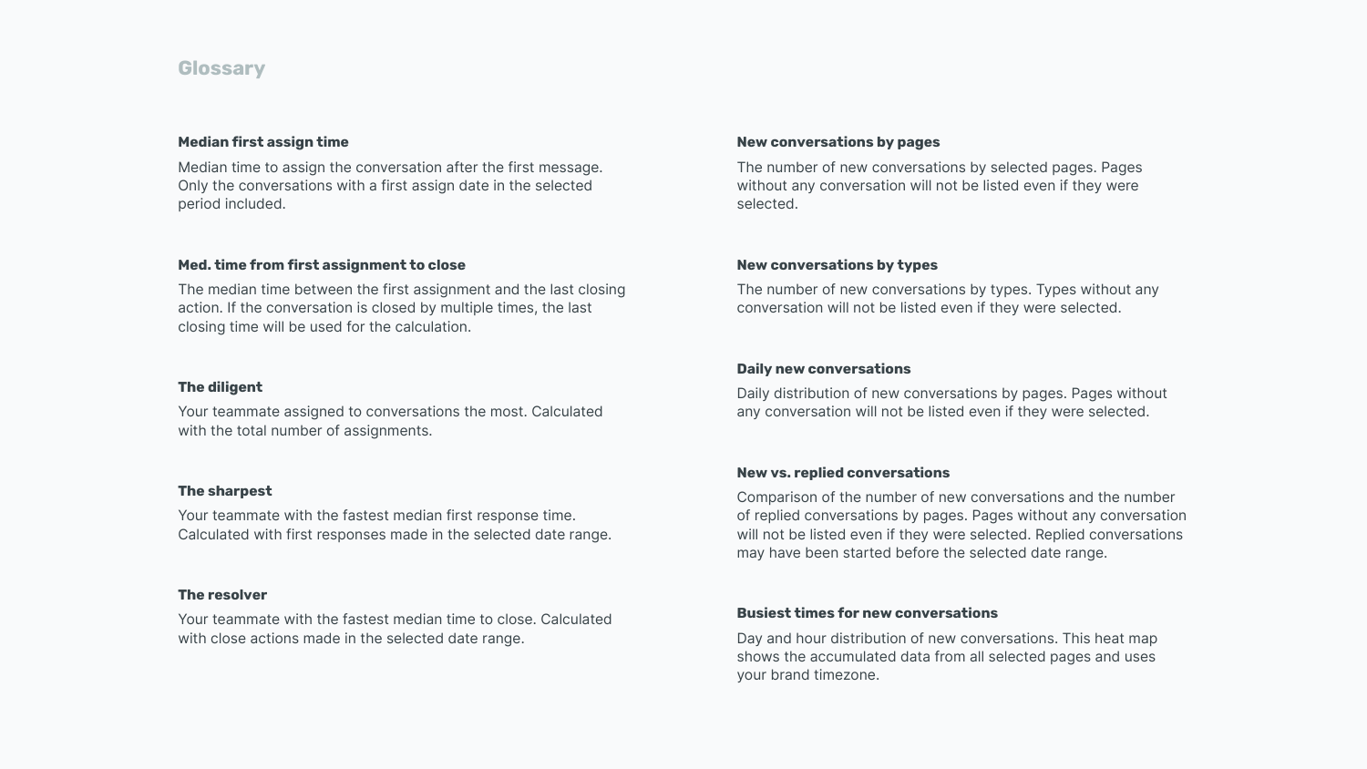## Glossary

### Median first assign time

Median time to assign the conversation after the first message. Only the conversations with a first assign date in the selected period included.

### Med. time from first assignment to close

The median time between the first assignment and the last closing action. If the conversation is closed by multiple times, the last closing time will be used for the calculation.

### The diligent

Your teammate assigned to conversations the most. Calculated with the total number of assignments.

### The sharpest

Your teammate with the fastest median first response time. Calculated with first responses made in the selected date range.

### The resolver

Your teammate with the fastest median time to close. Calculated with close actions made in the selected date range.

### New conversations by pages

The number of new conversations by selected pages. Pages without any conversation will not be listed even if they were selected.

### New conversations by types

The number of new conversations by types. Types without any conversation will not be listed even if they were selected.

### Daily new conversations

Daily distribution of new conversations by pages. Pages without any conversation will not be listed even if they were selected.

### New vs. replied conversations

Comparison of the number of new conversations and the number of replied conversations by pages. Pages without any conversation will not be listed even if they were selected. Replied conversations may have been started before the selected date range.

### Busiest times for new conversations

Day and hour distribution of new conversations. This heat map shows the accumulated data from all selected pages and uses your brand timezone.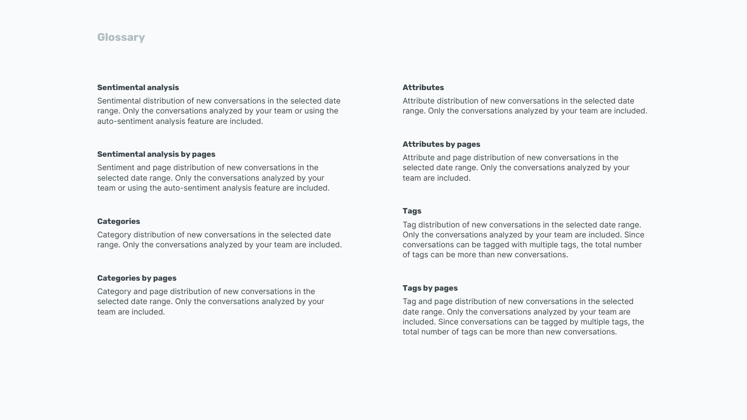# Glossary

### Sentimental analysis

Sentimental distribution of new conversations in the selected date range. Only the conversations analyzed by your team or using the auto-sentiment analysis feature are included.

### Sentimental analysis by pages

Sentiment and page distribution of new conversations in the selected date range. Only the conversations analyzed by your team or using the auto-sentiment analysis feature are included.

### Categories

Category distribution of new conversations in the selected date range. Only the conversations analyzed by your team are included.

### Categories by pages

Category and page distribution of new conversations in the selected date range. Only the conversations analyzed by your team are included.

### Attributes

Attribute distribution of new conversations in the selected date range. Only the conversations analyzed by your team are included.

### Attributes by pages

Attribute and page distribution of new conversations in the selected date range. Only the conversations analyzed by your team are included.

### Tags

Tag distribution of new conversations in the selected date range. Only the conversations analyzed by your team are included. Since conversations can be tagged with multiple tags, the total number of tags can be more than new conversations.

### Tags by pages

Tag and page distribution of new conversations in the selected date range. Only the conversations analyzed by your team are included. Since conversations can be tagged by multiple tags, the total number of tags can be more than new conversations.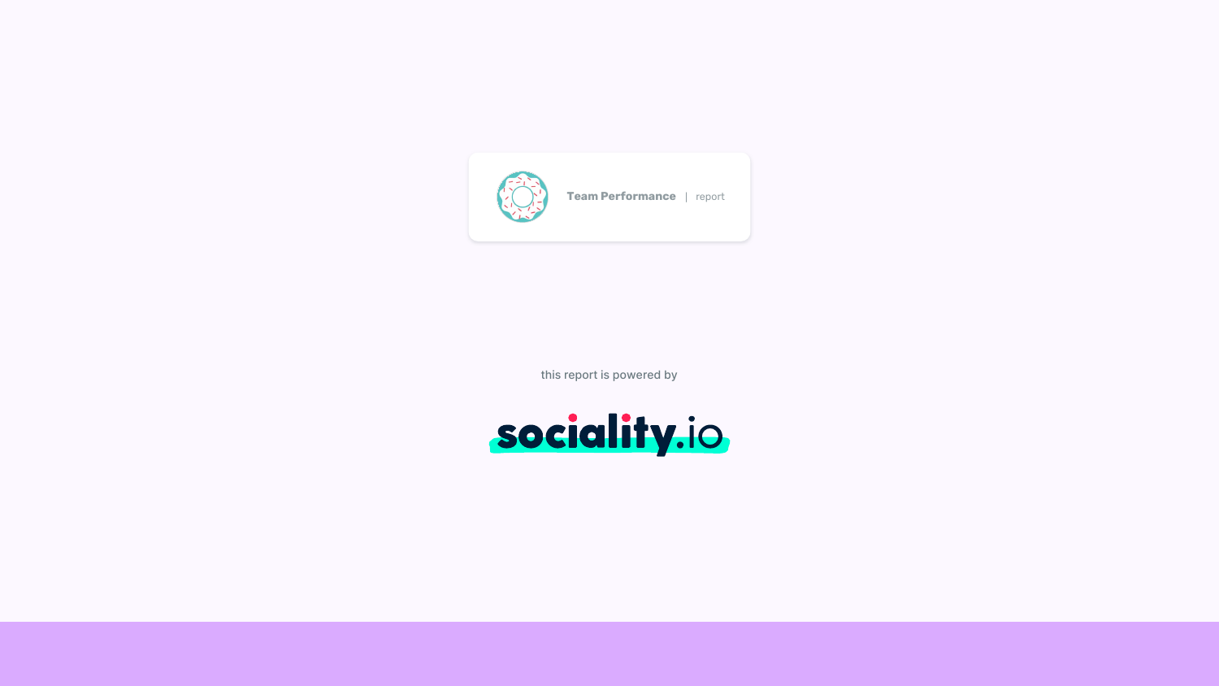Team Performance | report

this report is powered by

sociality.io